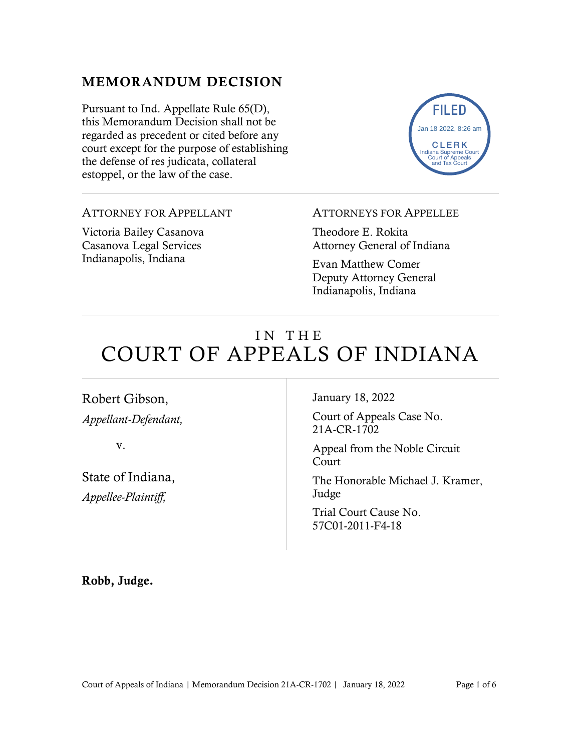## MEMORANDUM DECISION

Pursuant to Ind. Appellate Rule 65(D), this Memorandum Decision shall not be regarded as precedent or cited before any court except for the purpose of establishing the defense of res judicata, collateral estoppel, or the law of the case.

FILED
Jan 18 2022, 8:26 am
CLERK
Indiana Supreme Court
Court of Appeals
and Tax Court

---

ATTORNEY FOR APPELLANT

Victoria Bailey Casanova
Casanova Legal Services
Indianapolis, Indiana

ATTORNEYS FOR APPELLEE

Theodore E. Rokita
Attorney General of Indiana

Evan Matthew Comer
Deputy Attorney General
Indianapolis, Indiana

---

# IN THE COURT OF APPEALS OF INDIANA

Robert Gibson,
*Appellant-Defendant,*

v.

State of Indiana,
*Appellee-Plaintiff,*

January 18, 2022

Court of Appeals Case No. 21A-CR-1702

Appeal from the Noble Circuit Court

The Honorable Michael J. Kramer, Judge

Trial Court Cause No. 57C01-2011-F4-18

**Robb, Judge.**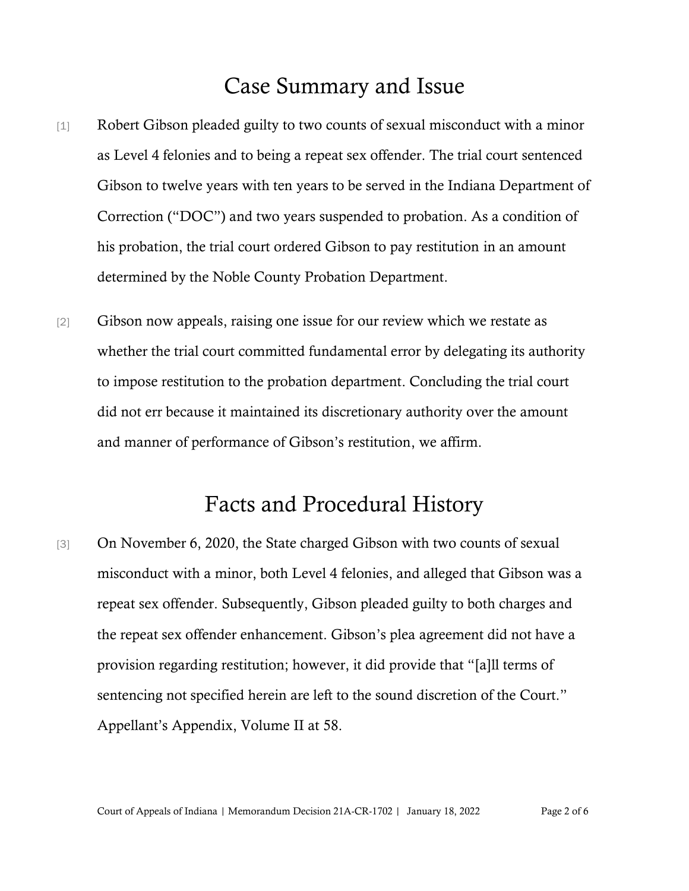# Case Summary and Issue

[1] Robert Gibson pleaded guilty to two counts of sexual misconduct with a minor as Level 4 felonies and to being a repeat sex offender. The trial court sentenced Gibson to twelve years with ten years to be served in the Indiana Department of Correction ("DOC") and two years suspended to probation. As a condition of his probation, the trial court ordered Gibson to pay restitution in an amount determined by the Noble County Probation Department.

[2] Gibson now appeals, raising one issue for our review which we restate as whether the trial court committed fundamental error by delegating its authority to impose restitution to the probation department. Concluding the trial court did not err because it maintained its discretionary authority over the amount and manner of performance of Gibson's restitution, we affirm.

# Facts and Procedural History

[3] On November 6, 2020, the State charged Gibson with two counts of sexual misconduct with a minor, both Level 4 felonies, and alleged that Gibson was a repeat sex offender. Subsequently, Gibson pleaded guilty to both charges and the repeat sex offender enhancement. Gibson's plea agreement did not have a provision regarding restitution; however, it did provide that "[a]ll terms of sentencing not specified herein are left to the sound discretion of the Court." Appellant's Appendix, Volume II at 58.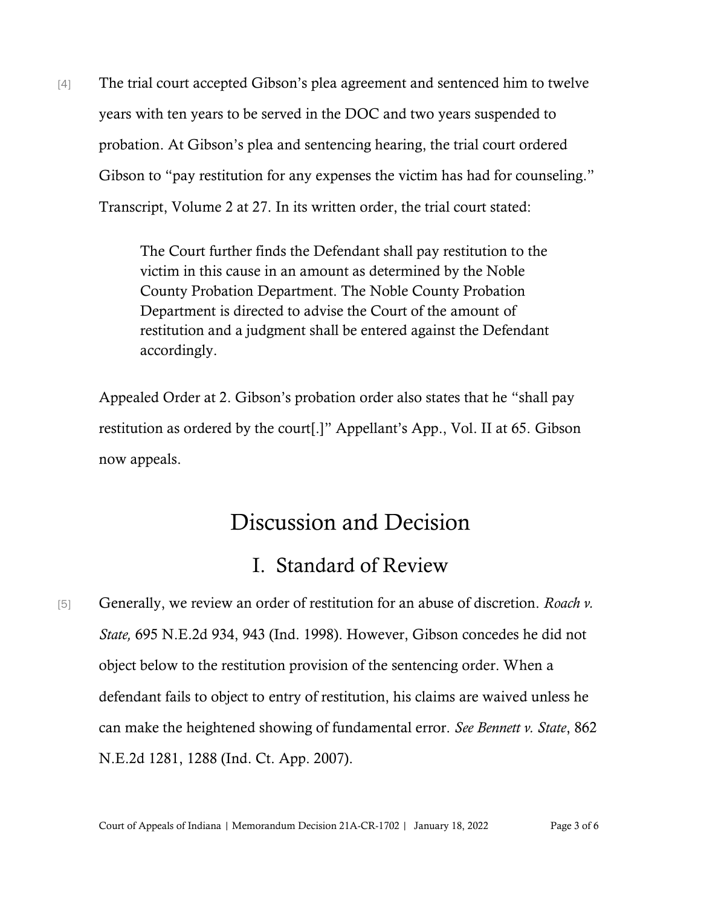[4] The trial court accepted Gibson's plea agreement and sentenced him to twelve years with ten years to be served in the DOC and two years suspended to probation. At Gibson's plea and sentencing hearing, the trial court ordered Gibson to "pay restitution for any expenses the victim has had for counseling." Transcript, Volume 2 at 27. In its written order, the trial court stated:

> The Court further finds the Defendant shall pay restitution to the victim in this cause in an amount as determined by the Noble County Probation Department. The Noble County Probation Department is directed to advise the Court of the amount of restitution and a judgment shall be entered against the Defendant accordingly.

Appealed Order at 2. Gibson's probation order also states that he "shall pay restitution as ordered by the court[.]" Appellant's App., Vol. II at 65. Gibson now appeals.

# Discussion and Decision

## I. Standard of Review

[5] Generally, we review an order of restitution for an abuse of discretion. *Roach v. State,* 695 N.E.2d 934, 943 (Ind. 1998). However, Gibson concedes he did not object below to the restitution provision of the sentencing order. When a defendant fails to object to entry of restitution, his claims are waived unless he can make the heightened showing of fundamental error. *See Bennett v. State*, 862 N.E.2d 1281, 1288 (Ind. Ct. App. 2007).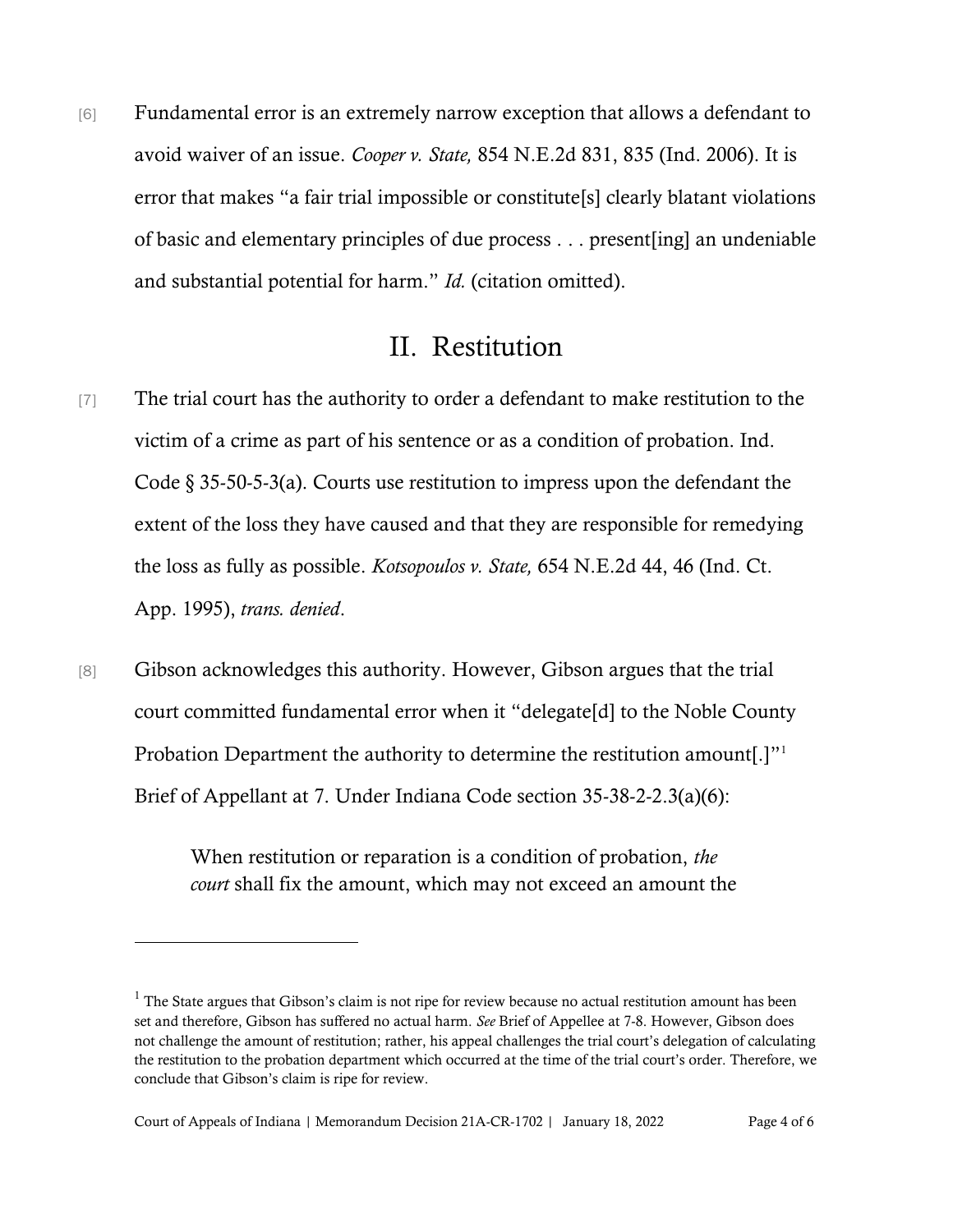[6] Fundamental error is an extremely narrow exception that allows a defendant to avoid waiver of an issue. *Cooper v. State,* 854 N.E.2d 831, 835 (Ind. 2006). It is error that makes "a fair trial impossible or constitute[s] clearly blatant violations of basic and elementary principles of due process . . . present[ing] an undeniable and substantial potential for harm." *Id.* (citation omitted).

## II. Restitution

[7] The trial court has the authority to order a defendant to make restitution to the victim of a crime as part of his sentence or as a condition of probation. Ind. Code § 35-50-5-3(a). Courts use restitution to impress upon the defendant the extent of the loss they have caused and that they are responsible for remedying the loss as fully as possible. *Kotsopoulos v. State,* 654 N.E.2d 44, 46 (Ind. Ct. App. 1995), *trans. denied*.

[8] Gibson acknowledges this authority. However, Gibson argues that the trial court committed fundamental error when it "delegate[d] to the Noble County Probation Department the authority to determine the restitution amount[.]"[1] Brief of Appellant at 7. Under Indiana Code section 35-38-2-2.3(a)(6):

> When restitution or reparation is a condition of probation, *the court* shall fix the amount, which may not exceed an amount the

---

[1] The State argues that Gibson's claim is not ripe for review because no actual restitution amount has been set and therefore, Gibson has suffered no actual harm. *See* Brief of Appellee at 7-8. However, Gibson does not challenge the amount of restitution; rather, his appeal challenges the trial court's delegation of calculating the restitution to the probation department which occurred at the time of the trial court's order. Therefore, we conclude that Gibson's claim is ripe for review.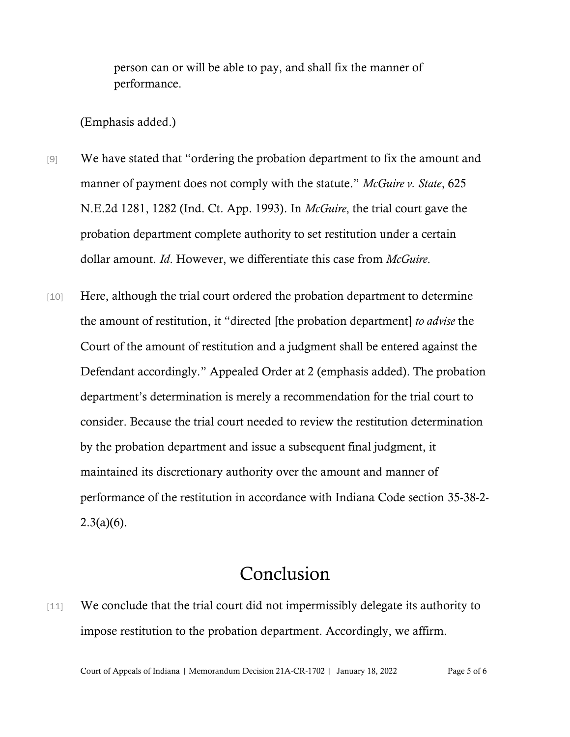> person can or will be able to pay, and shall fix the manner of performance.

(Emphasis added.)

[9] We have stated that "ordering the probation department to fix the amount and manner of payment does not comply with the statute." *McGuire v. State*, 625 N.E.2d 1281, 1282 (Ind. Ct. App. 1993). In *McGuire*, the trial court gave the probation department complete authority to set restitution under a certain dollar amount. *Id*. However, we differentiate this case from *McGuire*.

[10] Here, although the trial court ordered the probation department to determine the amount of restitution, it "directed [the probation department] *to advise* the Court of the amount of restitution and a judgment shall be entered against the Defendant accordingly." Appealed Order at 2 (emphasis added). The probation department's determination is merely a recommendation for the trial court to consider. Because the trial court needed to review the restitution determination by the probation department and issue a subsequent final judgment, it maintained its discretionary authority over the amount and manner of performance of the restitution in accordance with Indiana Code section 35-38-2-2.3(a)(6).

# Conclusion

[11] We conclude that the trial court did not impermissibly delegate its authority to impose restitution to the probation department. Accordingly, we affirm.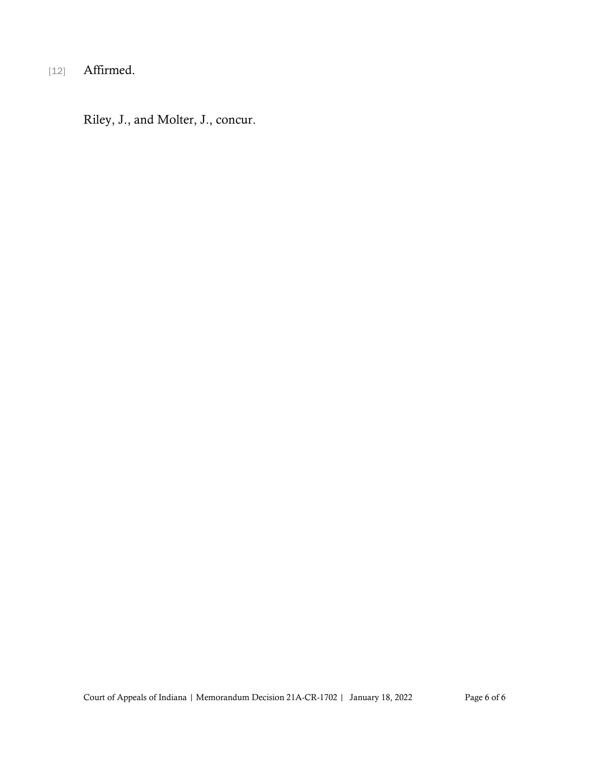[12] Affirmed.

Riley, J., and Molter, J., concur.